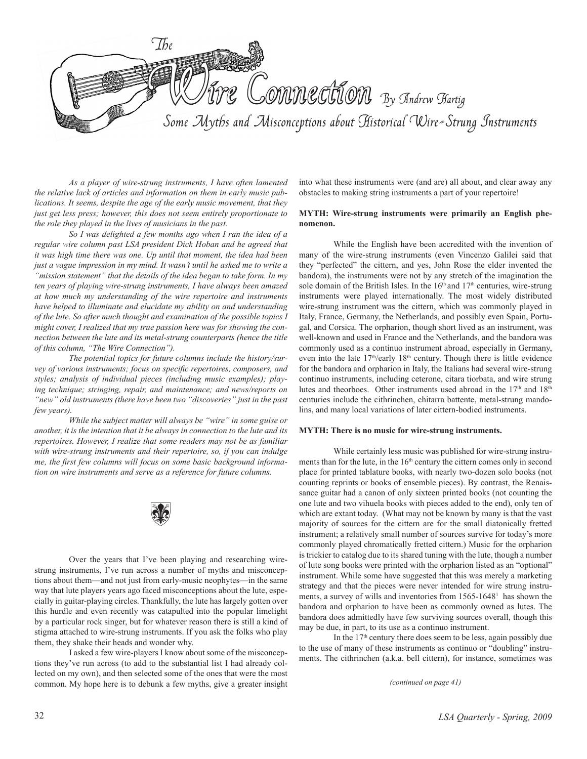# The Wire Connection

By Andrew Hartig

## Some Myths and Misconceptions about Historical Wire-Strung Instruments

*As a player of wire-strung instruments, I have often lamented the relative lack of articles and information on them in early music publications. It seems, despite the age of the early music movement, that they just get less press; however, this does not seem entirely proportionate to the role they played in the lives of musicians in the past.*

*So I was delighted a few months ago when I ran the idea of a regular wire column past LSA president Dick Hoban and he agreed that it was high time there was one. Up until that moment, the idea had been just a vague impression in my mind. It wasn't until he asked me to write a "mission statement" that the details of the idea began to take form. In my ten years of playing wire-strung instruments, I have always been amazed at how much my understanding of the wire repertoire and instruments have helped to illuminate and elucidate my ability on and understanding of the lute. So after much thought and examination of the possible topics I might cover, I realized that my true passion here was for showing the connection between the lute and its metal-strung counterparts (hence the title of this column, "The Wire Connection").*

*The potential topics for future columns include the history/survey of various instruments; focus on specific repertoires, composers, and styles; analysis of individual pieces (including music examples); playing technique; stringing, repair, and maintenance; and news/reports on "new" old instruments (there have been two "discoveries" just in the past few years).*

*While the subject matter will always be "wire" in some guise or another, it is the intention that it be always in connection to the lute and its repertoires. However, I realize that some readers may not be as familiar with wire-strung instruments and their repertoire, so, if you can indulge me, the first few columns will focus on some basic background information on wire instruments and serve as a reference for future columns.*

Over the years that I've been playing and researching wire-strung instruments, I've run across a number of myths and misconceptions about them—and not just from early-music neophytes—in the same way that lute players years ago faced misconceptions about the lute, especially in guitar-playing circles. Thankfully, the lute has largely gotten over this hurdle and even recently was catapulted into the popular limelight by a particular rock singer, but for whatever reason there is still a kind of stigma attached to wire-strung instruments. If you ask the folks who play them, they shake their heads and wonder why.

I asked a few wire-players I know about some of the misconceptions they've run across (to add to the substantial list I had already collected on my own), and then selected some of the ones that were the most common. My hope here is to debunk a few myths, give a greater insight into what these instruments were (and are) all about, and clear away any obstacles to making string instruments a part of your repertoire!

**MYTH: Wire-strung instruments were primarily an English phenomenon.**

While the English have been accredited with the invention of many of the wire-strung instruments (even Vincenzo Galilei said that they "perfected" the cittern, and yes, John Rose the elder invented the bandora), the instruments were not by any stretch of the imagination the sole domain of the British Isles. In the 16th and 17th centuries, wire-strung instruments were played internationally. The most widely distributed wire-strung instrument was the cittern, which was commonly played in Italy, France, Germany, the Netherlands, and possibly even Spain, Portugal, and Corsica. The orpharion, though short lived as an instrument, was well-known and used in France and the Netherlands, and the bandora was commonly used as a continuo instrument abroad, especially in Germany, even into the late 17th/early 18th century. Though there is little evidence for the bandora and orpharion in Italy, the Italians had several wire-strung continuo instruments, including ceterone, citara tiorbata, and wire strung lutes and theorboes. Other instruments used abroad in the 17th and 18th centuries include the cithrinchen, chitarra battente, metal-strung mandolins, and many local variations of later cittern-bodied instruments.

**MYTH: There is no music for wire-strung instruments.**

While certainly less music was published for wire-strung instruments than for the lute, in the 16th century the cittern comes only in second place for printed tablature books, with nearly two-dozen solo books (not counting reprints or books of ensemble pieces). By contrast, the Renaissance guitar had a canon of only sixteen printed books (not counting the one lute and two vihuela books with pieces added to the end), only ten of which are extant today. (What may not be known by many is that the vast majority of sources for the cittern are for the small diatonically fretted instrument; a relatively small number of sources survive for today's more commonly played chromatically fretted cittern.) Music for the orpharion is trickier to catalog due to its shared tuning with the lute, though a number of lute song books were printed with the orpharion listed as an "optional" instrument. While some have suggested that this was merely a marketing strategy and that the pieces were never intended for wire strung instruments, a survey of wills and inventories from 1565-1648[1] has shown the bandora and orpharion to have been as commonly owned as lutes. The bandora does admittedly have few surviving sources overall, though this may be due, in part, to its use as a continuo instrument.

In the 17th century there does seem to be less, again possibly due to the use of many of these instruments as continuo or "doubling" instruments. The cithrinchen (a.k.a. bell cittern), for instance, sometimes was

*(continued on page 41)*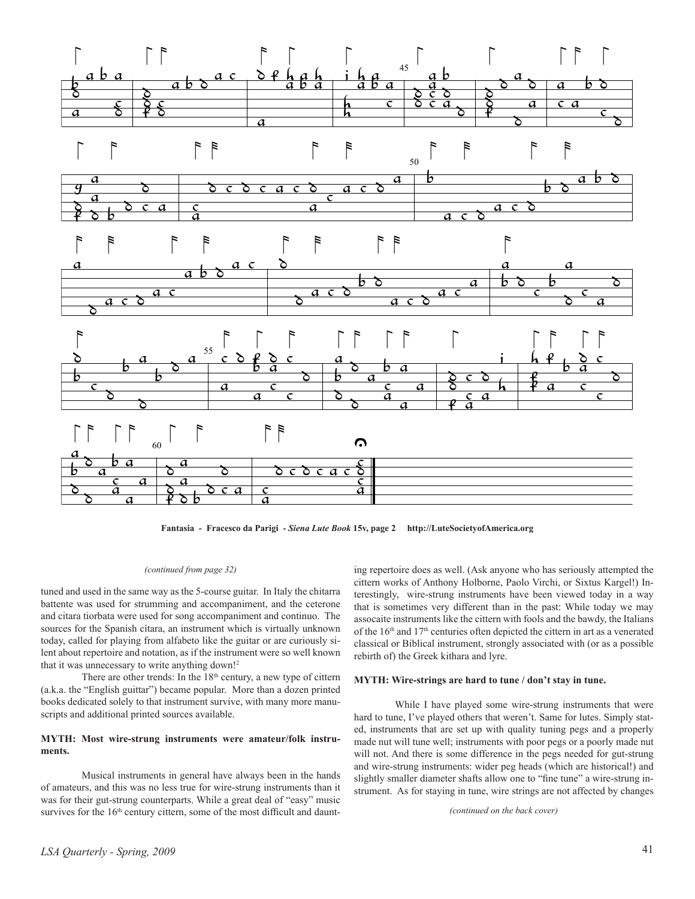**Fantasia - Fracesco da Parigi - *Siena Lute Book* 15v, page 2  http://LuteSocietyofAmerica.org**

*(continued from page 32)*

tuned and used in the same way as the 5-course guitar. In Italy the chitarra battente was used for strumming and accompaniment, and the ceterone and citara tiorbata were used for song accompaniment and continuo. The sources for the Spanish cítara, an instrument which is virtually unknown today, called for playing from alfabeto like the guitar or are curiously silent about repertoire and notation, as if the instrument were so well known that it was unnecessary to write anything down![2]

There are other trends: In the 18th century, a new type of cittern (a.k.a. the "English guittar") became popular. More than a dozen printed books dedicated solely to that instrument survive, with many more manuscripts and additional printed sources available.

**MYTH: Most wire-strung instruments were amateur/folk instruments.**

Musical instruments in general have always been in the hands of amateurs, and this was no less true for wire-strung instruments than it was for their gut-strung counterparts. While a great deal of "easy" music survives for the 16th century cittern, some of the most difficult and daunting repertoire does as well. (Ask anyone who has seriously attempted the cittern works of Anthony Holborne, Paolo Virchi, or Sixtus Kargel!) Interestingly, wire-strung instruments have been viewed today in a way that is sometimes very different than in the past: While today we may assocaite instruments like the cittern with fools and the bawdy, the Italians of the 16th and 17th centuries often depicted the cittern in art as a venerated classical or Biblical instrument, strongly associated with (or as a possible rebirth of) the Greek kithara and lyre.

**MYTH: Wire-strings are hard to tune / don't stay in tune.**

While I have played some wire-strung instruments that were hard to tune, I've played others that weren't. Same for lutes. Simply stated, instruments that are set up with quality tuning pegs and a properly made nut will tune well; instruments with poor pegs or a poorly made nut will not. And there is some difference in the pegs needed for gut-strung and wire-strung instruments: wider peg heads (which are historical!) and slightly smaller diameter shafts allow one to "fine tune" a wire-strung instrument. As for staying in tune, wire strings are not affected by changes

*(continued on the back cover)*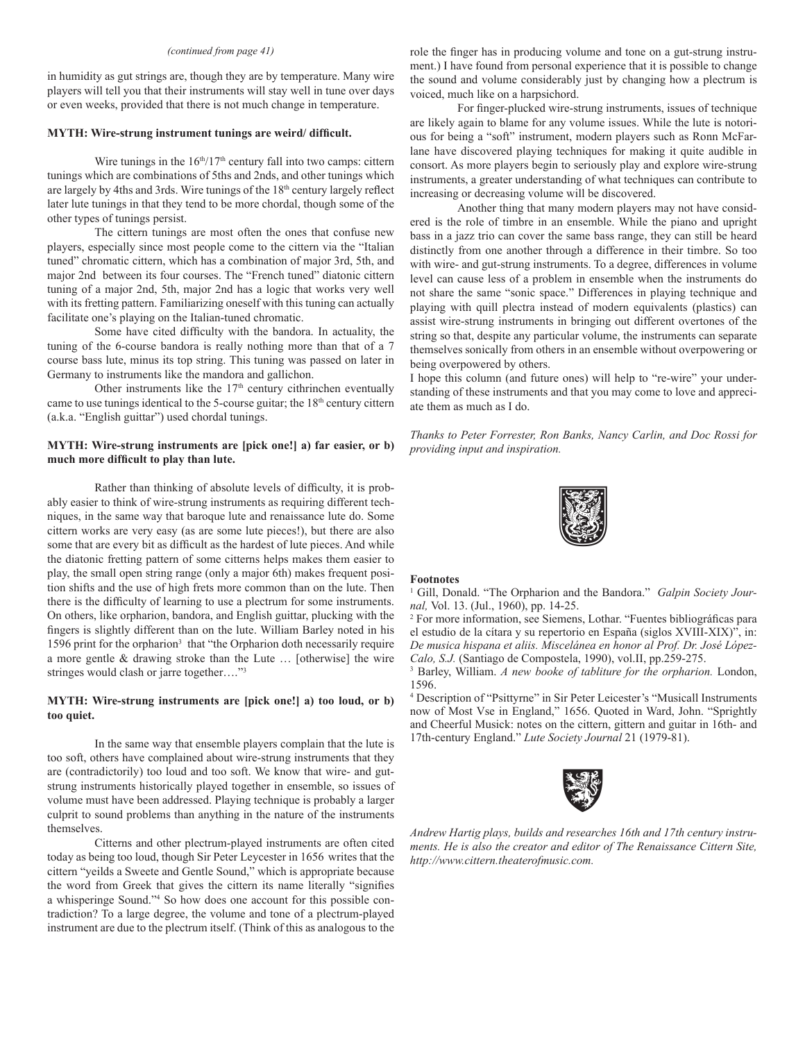*(continued from page 41)*

in humidity as gut strings are, though they are by temperature. Many wire players will tell you that their instruments will stay well in tune over days or even weeks, provided that there is not much change in temperature.

**MYTH: Wire-strung instrument tunings are weird/ difficult.**

Wire tunings in the 16th/17th century fall into two camps: cittern tunings which are combinations of 5ths and 2nds, and other tunings which are largely by 4ths and 3rds. Wire tunings of the 18th century largely reflect later lute tunings in that they tend to be more chordal, though some of the other types of tunings persist.

The cittern tunings are most often the ones that confuse new players, especially since most people come to the cittern via the "Italian tuned" chromatic cittern, which has a combination of major 3rd, 5th, and major 2nd between its four courses. The "French tuned" diatonic cittern tuning of a major 2nd, 5th, major 2nd has a logic that works very well with its fretting pattern. Familiarizing oneself with this tuning can actually facilitate one's playing on the Italian-tuned chromatic.

Some have cited difficulty with the bandora. In actuality, the tuning of the 6-course bandora is really nothing more than that of a 7 course bass lute, minus its top string. This tuning was passed on later in Germany to instruments like the mandora and gallichon.

Other instruments like the 17th century cithrinchen eventually came to use tunings identical to the 5-course guitar; the 18th century cittern (a.k.a. "English guittar") used chordal tunings.

**MYTH: Wire-strung instruments are [pick one!] a) far easier, or b) much more difficult to play than lute.**

Rather than thinking of absolute levels of difficulty, it is probably easier to think of wire-strung instruments as requiring different techniques, in the same way that baroque lute and renaissance lute do. Some cittern works are very easy (as are some lute pieces!), but there are also some that are every bit as difficult as the hardest of lute pieces. And while the diatonic fretting pattern of some citterns helps makes them easier to play, the small open string range (only a major 6th) makes frequent position shifts and the use of high frets more common than on the lute. Then there is the difficulty of learning to use a plectrum for some instruments. On others, like orpharion, bandora, and English guittar, plucking with the fingers is slightly different than on the lute. William Barley noted in his 1596 print for the orpharion[3] that "the Orpharion doth necessarily require a more gentle & drawing stroke than the Lute … [otherwise] the wire stringes would clash or jarre together…."[3]

**MYTH: Wire-strung instruments are [pick one!] a) too loud, or b) too quiet.**

In the same way that ensemble players complain that the lute is too soft, others have complained about wire-strung instruments that they are (contradictorily) too loud and too soft. We know that wire- and gut-strung instruments historically played together in ensemble, so issues of volume must have been addressed. Playing technique is probably a larger culprit to sound problems than anything in the nature of the instruments themselves.

Citterns and other plectrum-played instruments are often cited today as being too loud, though Sir Peter Leycester in 1656 writes that the cittern "yeilds a Sweete and Gentle Sound," which is appropriate because the word from Greek that gives the cittern its name literally "signifies a whisperinge Sound."[4] So how does one account for this possible contradiction? To a large degree, the volume and tone of a plectrum-played instrument are due to the plectrum itself. (Think of this as analogous to the role the finger has in producing volume and tone on a gut-strung instrument.) I have found from personal experience that it is possible to change the sound and volume considerably just by changing how a plectrum is voiced, much like on a harpsichord.

For finger-plucked wire-strung instruments, issues of technique are likely again to blame for any volume issues. While the lute is notorious for being a "soft" instrument, modern players such as Ronn McFarlane have discovered playing techniques for making it quite audible in consort. As more players begin to seriously play and explore wire-strung instruments, a greater understanding of what techniques can contribute to increasing or decreasing volume will be discovered.

Another thing that many modern players may not have considered is the role of timbre in an ensemble. While the piano and upright bass in a jazz trio can cover the same bass range, they can still be heard distinctly from one another through a difference in their timbre. So too with wire- and gut-strung instruments. To a degree, differences in volume level can cause less of a problem in ensemble when the instruments do not share the same "sonic space." Differences in playing technique and playing with quill plectra instead of modern equivalents (plastics) can assist wire-strung instruments in bringing out different overtones of the string so that, despite any particular volume, the instruments can separate themselves sonically from others in an ensemble without overpowering or being overpowered by others.

I hope this column (and future ones) will help to "re-wire" your understanding of these instruments and that you may come to love and appreciate them as much as I do.

*Thanks to Peter Forrester, Ron Banks, Nancy Carlin, and Doc Rossi for providing input and inspiration.*

**Footnotes**

[1] Gill, Donald. "The Orpharion and the Bandora." *Galpin Society Journal,* Vol. 13. (Jul., 1960), pp. 14-25.

[2] For more information, see Siemens, Lothar. "Fuentes bibliográficas para el estudio de la cítara y su repertorio en España (siglos XVIII-XIX)", in: *De musica hispana et aliis. Miscelánea en honor al Prof. Dr. José López-Calo, S.J.* (Santiago de Compostela, 1990), vol.II, pp.259-275.

[3] Barley, William. *A new booke of tabliture for the orpharion.* London, 1596.

[4] Description of "Psittyrne" in Sir Peter Leicester's "Musicall Instruments now of Most Vse in England," 1656. Quoted in Ward, John. "Sprightly and Cheerful Musick: notes on the cittern, gittern and guitar in 16th- and 17th-century England." *Lute Society Journal* 21 (1979-81).

*Andrew Hartig plays, builds and researches 16th and 17th century instruments. He is also the creator and editor of The Renaissance Cittern Site, http://www.cittern.theaterofmusic.com.*